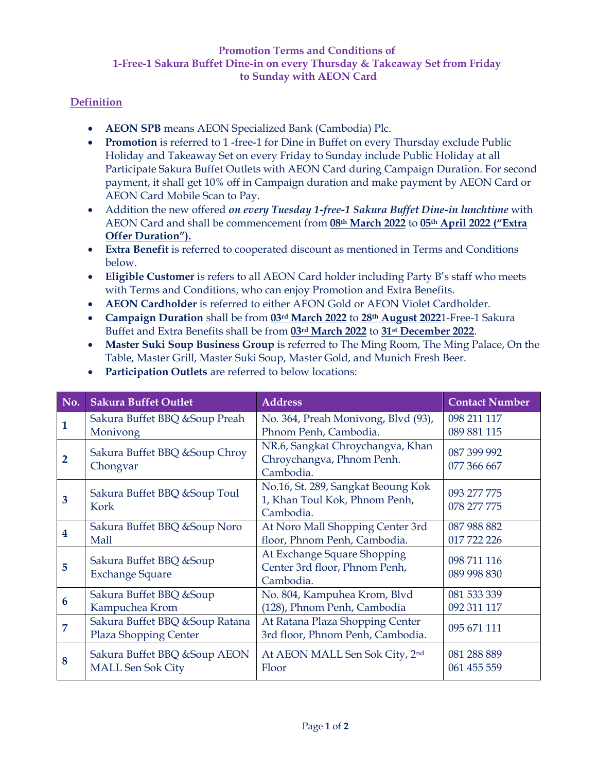**Promotion Terms and Conditions of**
**1-Free-1 Sakura Buffet Dine-in on every Thursday & Takeaway Set from Friday to Sunday with AEON Card**

## Definition

- **AEON SPB** means AEON Specialized Bank (Cambodia) Plc.
- **Promotion** is referred to 1 -free-1 for Dine in Buffet on every Thursday exclude Public Holiday and Takeaway Set on every Friday to Sunday include Public Holiday at all Participate Sakura Buffet Outlets with AEON Card during Campaign Duration. For second payment, it shall get 10% off in Campaign duration and make payment by AEON Card or AEON Card Mobile Scan to Pay.
- Addition the new offered ***on every Tuesday 1-free-1 Sakura Buffet Dine-in lunchtime*** with AEON Card and shall be commencement from **08th March 2022** to **05th April 2022 ("Extra Offer Duration").**
- **Extra Benefit** is referred to cooperated discount as mentioned in Terms and Conditions below.
- **Eligible Customer** is refers to all AEON Card holder including Party B's staff who meets with Terms and Conditions, who can enjoy Promotion and Extra Benefits.
- **AEON Cardholder** is referred to either AEON Gold or AEON Violet Cardholder.
- **Campaign Duration** shall be from **03rd March 2022** to **28th August 2022**1-Free-1 Sakura Buffet and Extra Benefits shall be from **03rd March 2022** to **31st December 2022**.
- **Master Suki Soup Business Group** is referred to The Ming Room, The Ming Palace, On the Table, Master Grill, Master Suki Soup, Master Gold, and Munich Fresh Beer.
- **Participation Outlets** are referred to below locations:

| No. | Sakura Buffet Outlet | Address | Contact Number |
|---|---|---|---|
| **1** | Sakura Buffet BBQ &Soup Preah Monivong | No. 364, Preah Monivong, Blvd (93), Phnom Penh, Cambodia. | 098 211 117<br>089 881 115 |
| **2** | Sakura Buffet BBQ &Soup Chroy Chongvar | NR.6, Sangkat Chroychangva, Khan Chroychangva, Phnom Penh. Cambodia. | 087 399 992<br>077 366 667 |
| **3** | Sakura Buffet BBQ &Soup Toul Kork | No.16, St. 289, Sangkat Beoung Kok 1, Khan Toul Kok, Phnom Penh, Cambodia. | 093 277 775<br>078 277 775 |
| **4** | Sakura Buffet BBQ &Soup Noro Mall | At Noro Mall Shopping Center 3rd floor, Phnom Penh, Cambodia. | 087 988 882<br>017 722 226 |
| **5** | Sakura Buffet BBQ &Soup Exchange Square | At Exchange Square Shopping Center 3rd floor, Phnom Penh, Cambodia. | 098 711 116<br>089 998 830 |
| **6** | Sakura Buffet BBQ &Soup Kampuchea Krom | No. 804, Kampuhea Krom, Blvd (128), Phnom Penh, Cambodia | 081 533 339<br>092 311 117 |
| **7** | Sakura Buffet BBQ &Soup Ratana Plaza Shopping Center | At Ratana Plaza Shopping Center 3rd floor, Phnom Penh, Cambodia. | 095 671 111 |
| **8** | Sakura Buffet BBQ &Soup AEON MALL Sen Sok City | At AEON MALL Sen Sok City, 2nd Floor | 081 288 889<br>061 455 559 |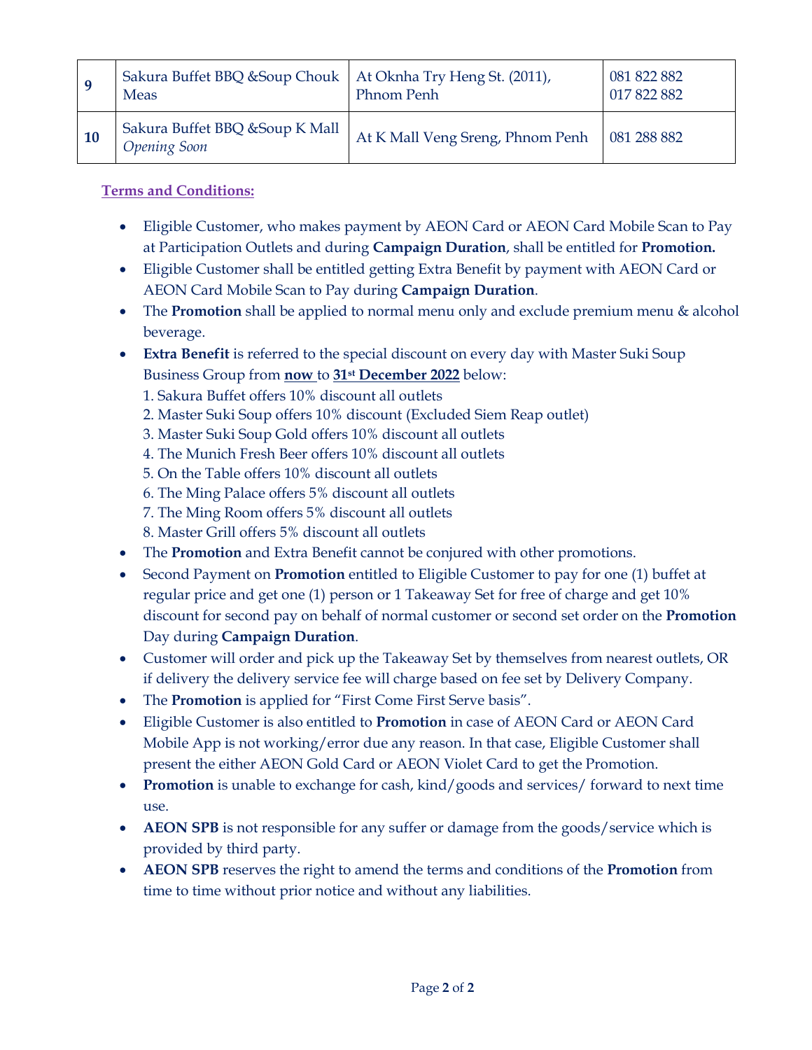| | | | |
|---|---|---|---|
| **9** | Sakura Buffet BBQ &Soup Chouk Meas | At Oknha Try Heng St. (2011), Phnom Penh | 081 822 882<br>017 822 882 |
| **10** | Sakura Buffet BBQ &Soup K Mall<br>*Opening Soon* | At K Mall Veng Sreng, Phnom Penh | 081 288 882 |

**Terms and Conditions:**

- Eligible Customer, who makes payment by AEON Card or AEON Card Mobile Scan to Pay at Participation Outlets and during **Campaign Duration**, shall be entitled for **Promotion.**
- Eligible Customer shall be entitled getting Extra Benefit by payment with AEON Card or AEON Card Mobile Scan to Pay during **Campaign Duration**.
- The **Promotion** shall be applied to normal menu only and exclude premium menu & alcohol beverage.
- **Extra Benefit** is referred to the special discount on every day with Master Suki Soup Business Group from **now** to **31st December 2022** below:
  1. Sakura Buffet offers 10% discount all outlets
  2. Master Suki Soup offers 10% discount (Excluded Siem Reap outlet)
  3. Master Suki Soup Gold offers 10% discount all outlets
  4. The Munich Fresh Beer offers 10% discount all outlets
  5. On the Table offers 10% discount all outlets
  6. The Ming Palace offers 5% discount all outlets
  7. The Ming Room offers 5% discount all outlets
  8. Master Grill offers 5% discount all outlets
- The **Promotion** and Extra Benefit cannot be conjured with other promotions.
- Second Payment on **Promotion** entitled to Eligible Customer to pay for one (1) buffet at regular price and get one (1) person or 1 Takeaway Set for free of charge and get 10% discount for second pay on behalf of normal customer or second set order on the **Promotion** Day during **Campaign Duration**.
- Customer will order and pick up the Takeaway Set by themselves from nearest outlets, OR if delivery the delivery service fee will charge based on fee set by Delivery Company.
- The **Promotion** is applied for "First Come First Serve basis".
- Eligible Customer is also entitled to **Promotion** in case of AEON Card or AEON Card Mobile App is not working/error due any reason. In that case, Eligible Customer shall present the either AEON Gold Card or AEON Violet Card to get the Promotion.
- **Promotion** is unable to exchange for cash, kind/goods and services/ forward to next time use.
- **AEON SPB** is not responsible for any suffer or damage from the goods/service which is provided by third party.
- **AEON SPB** reserves the right to amend the terms and conditions of the **Promotion** from time to time without prior notice and without any liabilities.